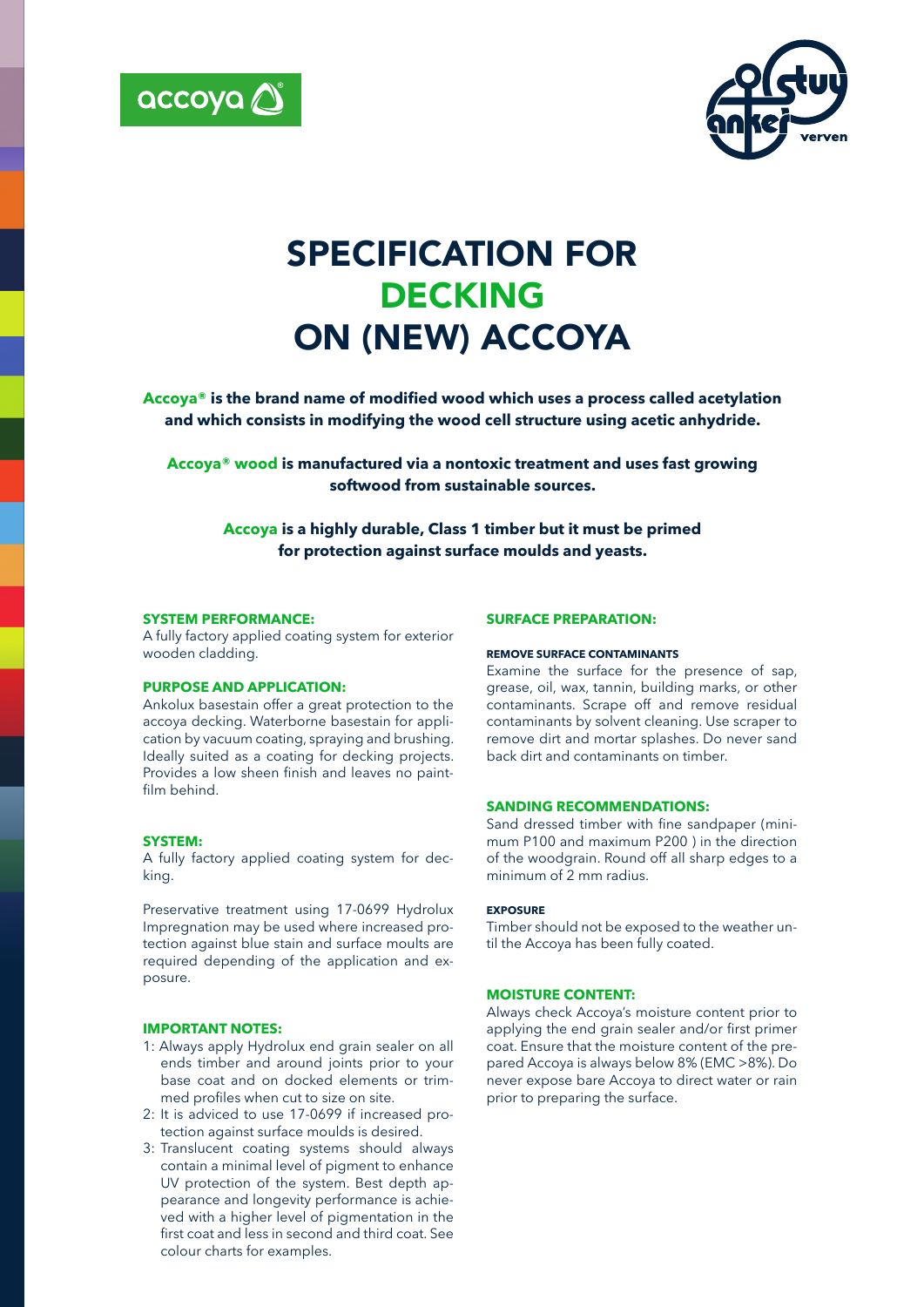# SPECIFICATION FOR DECKING ON (NEW) ACCOYA

**Accoya® is the brand name of modified wood which uses a process called acetylation and which consists in modifying the wood cell structure using acetic anhydride.**

**Accoya® wood is manufactured via a nontoxic treatment and uses fast growing softwood from sustainable sources.**

**Accoya is a highly durable, Class 1 timber but it must be primed for protection against surface moulds and yeasts.**

### SYSTEM PERFORMANCE:

A fully factory applied coating system for exterior wooden cladding.

### PURPOSE AND APPLICATION:

Ankolux basestain offer a great protection to the accoya decking. Waterborne basestain for application by vacuum coating, spraying and brushing. Ideally suited as a coating for decking projects. Provides a low sheen finish and leaves no paintfilm behind.

### SYSTEM:

A fully factory applied coating system for decking.

Preservative treatment using 17-0699 Hydrolux Impregnation may be used where increased protection against blue stain and surface moults are required depending of the application and exposure.

### IMPORTANT NOTES:

1: Always apply Hydrolux end grain sealer on all ends timber and around joints prior to your base coat and on docked elements or trimmed profiles when cut to size on site.
2: It is adviced to use 17-0699 if increased protection against surface moulds is desired.
3: Translucent coating systems should always contain a minimal level of pigment to enhance UV protection of the system. Best depth appearance and longevity performance is achieved with a higher level of pigmentation in the first coat and less in second and third coat. See colour charts for examples.

### SURFACE PREPARATION:

#### REMOVE SURFACE CONTAMINANTS

Examine the surface for the presence of sap, grease, oil, wax, tannin, building marks, or other contaminants. Scrape off and remove residual contaminants by solvent cleaning. Use scraper to remove dirt and mortar splashes. Do never sand back dirt and contaminants on timber.

### SANDING RECOMMENDATIONS:

Sand dressed timber with fine sandpaper (minimum P100 and maximum P200 ) in the direction of the woodgrain. Round off all sharp edges to a minimum of 2 mm radius.

#### EXPOSURE

Timber should not be exposed to the weather until the Accoya has been fully coated.

### MOISTURE CONTENT:

Always check Accoya's moisture content prior to applying the end grain sealer and/or first primer coat. Ensure that the moisture content of the prepared Accoya is always below 8% (EMC >8%). Do never expose bare Accoya to direct water or rain prior to preparing the surface.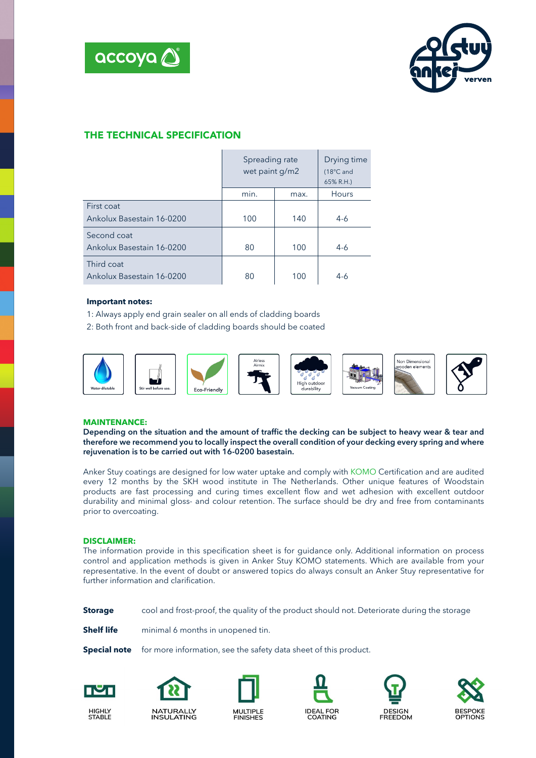## THE TECHNICAL SPECIFICATION

| | Spreading rate wet paint g/m2 | | Drying time (18°C and 65% R.H.) |
|---|---|---|---|
| | min. | max. | Hours |
| First coat Ankolux Basestain 16-0200 | 100 | 140 | 4-6 |
| Second coat Ankolux Basestain 16-0200 | 80 | 100 | 4-6 |
| Third coat Ankolux Basestain 16-0200 | 80 | 100 | 4-6 |

**Important notes:**

1: Always apply end grain sealer on all ends of cladding boards

2: Both front and back-side of cladding boards should be coated

Water-dilutable | Stir well before use. | Eco-Friendly | Airless Airmix | High outdoor durability | Vacuum Coating | Non Dimensional wooden elements

**MAINTENANCE:**

**Depending on the situation and the amount of traffic the decking can be subject to heavy wear & tear and therefore we recommend you to locally inspect the overall condition of your decking every spring and where rejuvenation is to be carried out with 16-0200 basestain.**

Anker Stuy coatings are designed for low water uptake and comply with KOMO Certification and are audited every 12 months by the SKH wood institute in The Netherlands. Other unique features of Woodstain products are fast processing and curing times excellent flow and wet adhesion with excellent outdoor durability and minimal gloss- and colour retention. The surface should be dry and free from contaminants prior to overcoating.

**DISCLAIMER:**

The information provide in this specification sheet is for guidance only. Additional information on process control and application methods is given in Anker Stuy KOMO statements. Which are available from your representative. In the event of doubt or answered topics do always consult an Anker Stuy representative for further information and clarification.

**Storage** cool and frost-proof, the quality of the product should not. Deteriorate during the storage

**Shelf life** minimal 6 months in unopened tin.

**Special note** for more information, see the safety data sheet of this product.

HIGHLY STABLE | NATURALLY INSULATING | MULTIPLE FINISHES | IDEAL FOR COATING | DESIGN FREEDOM | BESPOKE OPTIONS